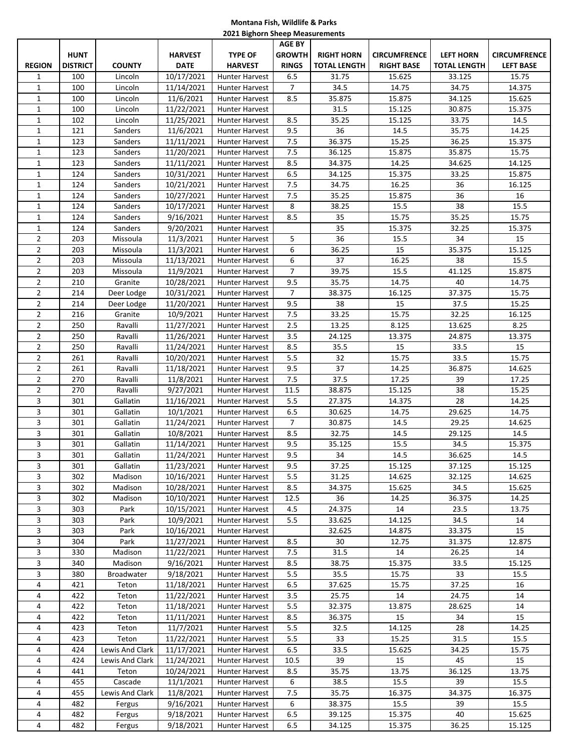**Montana Fish, Wildlife & Parks**
**2021 Bighorn Sheep Measurements**

| REGION | HUNT DISTRICT | COUNTY | HARVEST DATE | TYPE OF HARVEST | AGE BY GROWTH RINGS | RIGHT HORN TOTAL LENGTH | CIRCUMFRENCE RIGHT BASE | LEFT HORN TOTAL LENGTH | CIRCUMFRENCE LEFT BASE |
|---|---|---|---|---|---|---|---|---|---|
| 1 | 100 | Lincoln | 10/17/2021 | Hunter Harvest | 6.5 | 31.75 | 15.625 | 33.125 | 15.75 |
| 1 | 100 | Lincoln | 11/14/2021 | Hunter Harvest | 7 | 34.5 | 14.75 | 34.75 | 14.375 |
| 1 | 100 | Lincoln | 11/6/2021 | Hunter Harvest | 8.5 | 35.875 | 15.875 | 34.125 | 15.625 |
| 1 | 100 | Lincoln | 11/22/2021 | Hunter Harvest | | 31.5 | 15.125 | 30.875 | 15.375 |
| 1 | 102 | Lincoln | 11/25/2021 | Hunter Harvest | 8.5 | 35.25 | 15.125 | 33.75 | 14.5 |
| 1 | 121 | Sanders | 11/6/2021 | Hunter Harvest | 9.5 | 36 | 14.5 | 35.75 | 14.25 |
| 1 | 123 | Sanders | 11/11/2021 | Hunter Harvest | 7.5 | 36.375 | 15.25 | 36.25 | 15.375 |
| 1 | 123 | Sanders | 11/20/2021 | Hunter Harvest | 7.5 | 36.125 | 15.875 | 35.875 | 15.75 |
| 1 | 123 | Sanders | 11/11/2021 | Hunter Harvest | 8.5 | 34.375 | 14.25 | 34.625 | 14.125 |
| 1 | 124 | Sanders | 10/31/2021 | Hunter Harvest | 6.5 | 34.125 | 15.375 | 33.25 | 15.875 |
| 1 | 124 | Sanders | 10/21/2021 | Hunter Harvest | 7.5 | 34.75 | 16.25 | 36 | 16.125 |
| 1 | 124 | Sanders | 10/27/2021 | Hunter Harvest | 7.5 | 35.25 | 15.875 | 36 | 16 |
| 1 | 124 | Sanders | 10/17/2021 | Hunter Harvest | 8 | 38.25 | 15.5 | 38 | 15.5 |
| 1 | 124 | Sanders | 9/16/2021 | Hunter Harvest | 8.5 | 35 | 15.75 | 35.25 | 15.75 |
| 1 | 124 | Sanders | 9/20/2021 | Hunter Harvest | | 35 | 15.375 | 32.25 | 15.375 |
| 2 | 203 | Missoula | 11/3/2021 | Hunter Harvest | 5 | 36 | 15.5 | 34 | 15 |
| 2 | 203 | Missoula | 11/3/2021 | Hunter Harvest | 6 | 36.25 | 15 | 35.375 | 15.125 |
| 2 | 203 | Missoula | 11/13/2021 | Hunter Harvest | 6 | 37 | 16.25 | 38 | 15.5 |
| 2 | 203 | Missoula | 11/9/2021 | Hunter Harvest | 7 | 39.75 | 15.5 | 41.125 | 15.875 |
| 2 | 210 | Granite | 10/28/2021 | Hunter Harvest | 9.5 | 35.75 | 14.75 | 40 | 14.75 |
| 2 | 214 | Deer Lodge | 10/31/2021 | Hunter Harvest | 7 | 38.375 | 16.125 | 37.375 | 15.75 |
| 2 | 214 | Deer Lodge | 11/20/2021 | Hunter Harvest | 9.5 | 38 | 15 | 37.5 | 15.25 |
| 2 | 216 | Granite | 10/9/2021 | Hunter Harvest | 7.5 | 33.25 | 15.75 | 32.25 | 16.125 |
| 2 | 250 | Ravalli | 11/27/2021 | Hunter Harvest | 2.5 | 13.25 | 8.125 | 13.625 | 8.25 |
| 2 | 250 | Ravalli | 11/26/2021 | Hunter Harvest | 3.5 | 24.125 | 13.375 | 24.875 | 13.375 |
| 2 | 250 | Ravalli | 11/24/2021 | Hunter Harvest | 8.5 | 35.5 | 15 | 33.5 | 15 |
| 2 | 261 | Ravalli | 10/20/2021 | Hunter Harvest | 5.5 | 32 | 15.75 | 33.5 | 15.75 |
| 2 | 261 | Ravalli | 11/18/2021 | Hunter Harvest | 9.5 | 37 | 14.25 | 36.875 | 14.625 |
| 2 | 270 | Ravalli | 11/8/2021 | Hunter Harvest | 7.5 | 37.5 | 17.25 | 39 | 17.25 |
| 2 | 270 | Ravalli | 9/27/2021 | Hunter Harvest | 11.5 | 38.875 | 15.125 | 38 | 15.25 |
| 3 | 301 | Gallatin | 11/16/2021 | Hunter Harvest | 5.5 | 27.375 | 14.375 | 28 | 14.25 |
| 3 | 301 | Gallatin | 10/1/2021 | Hunter Harvest | 6.5 | 30.625 | 14.75 | 29.625 | 14.75 |
| 3 | 301 | Gallatin | 11/24/2021 | Hunter Harvest | 7 | 30.875 | 14.5 | 29.25 | 14.625 |
| 3 | 301 | Gallatin | 10/8/2021 | Hunter Harvest | 8.5 | 32.75 | 14.5 | 29.125 | 14.5 |
| 3 | 301 | Gallatin | 11/14/2021 | Hunter Harvest | 9.5 | 35.125 | 15.5 | 34.5 | 15.375 |
| 3 | 301 | Gallatin | 11/24/2021 | Hunter Harvest | 9.5 | 34 | 14.5 | 36.625 | 14.5 |
| 3 | 301 | Gallatin | 11/23/2021 | Hunter Harvest | 9.5 | 37.25 | 15.125 | 37.125 | 15.125 |
| 3 | 302 | Madison | 10/16/2021 | Hunter Harvest | 5.5 | 31.25 | 14.625 | 32.125 | 14.625 |
| 3 | 302 | Madison | 10/28/2021 | Hunter Harvest | 8.5 | 34.375 | 15.625 | 34.5 | 15.625 |
| 3 | 302 | Madison | 10/10/2021 | Hunter Harvest | 12.5 | 36 | 14.25 | 36.375 | 14.25 |
| 3 | 303 | Park | 10/15/2021 | Hunter Harvest | 4.5 | 24.375 | 14 | 23.5 | 13.75 |
| 3 | 303 | Park | 10/9/2021 | Hunter Harvest | 5.5 | 33.625 | 14.125 | 34.5 | 14 |
| 3 | 303 | Park | 10/16/2021 | Hunter Harvest | | 32.625 | 14.875 | 33.375 | 15 |
| 3 | 304 | Park | 11/27/2021 | Hunter Harvest | 8.5 | 30 | 12.75 | 31.375 | 12.875 |
| 3 | 330 | Madison | 11/22/2021 | Hunter Harvest | 7.5 | 31.5 | 14 | 26.25 | 14 |
| 3 | 340 | Madison | 9/16/2021 | Hunter Harvest | 8.5 | 38.75 | 15.375 | 33.5 | 15.125 |
| 3 | 380 | Broadwater | 9/18/2021 | Hunter Harvest | 5.5 | 35.5 | 15.75 | 33 | 15.5 |
| 4 | 421 | Teton | 11/18/2021 | Hunter Harvest | 6.5 | 37.625 | 15.75 | 37.25 | 16 |
| 4 | 422 | Teton | 11/22/2021 | Hunter Harvest | 3.5 | 25.75 | 14 | 24.75 | 14 |
| 4 | 422 | Teton | 11/18/2021 | Hunter Harvest | 5.5 | 32.375 | 13.875 | 28.625 | 14 |
| 4 | 422 | Teton | 11/11/2021 | Hunter Harvest | 8.5 | 36.375 | 15 | 34 | 15 |
| 4 | 423 | Teton | 11/7/2021 | Hunter Harvest | 5.5 | 32.5 | 14.125 | 28 | 14.25 |
| 4 | 423 | Teton | 11/22/2021 | Hunter Harvest | 5.5 | 33 | 15.25 | 31.5 | 15.5 |
| 4 | 424 | Lewis And Clark | 11/17/2021 | Hunter Harvest | 6.5 | 33.5 | 15.625 | 34.25 | 15.75 |
| 4 | 424 | Lewis And Clark | 11/24/2021 | Hunter Harvest | 10.5 | 39 | 15 | 45 | 15 |
| 4 | 441 | Teton | 10/24/2021 | Hunter Harvest | 8.5 | 35.75 | 13.75 | 36.125 | 13.75 |
| 4 | 455 | Cascade | 11/1/2021 | Hunter Harvest | 6 | 38.5 | 15.5 | 39 | 15.5 |
| 4 | 455 | Lewis And Clark | 11/8/2021 | Hunter Harvest | 7.5 | 35.75 | 16.375 | 34.375 | 16.375 |
| 4 | 482 | Fergus | 9/16/2021 | Hunter Harvest | 6 | 38.375 | 15.5 | 39 | 15.5 |
| 4 | 482 | Fergus | 9/18/2021 | Hunter Harvest | 6.5 | 39.125 | 15.375 | 40 | 15.625 |
| 4 | 482 | Fergus | 9/18/2021 | Hunter Harvest | 6.5 | 34.125 | 15.375 | 36.25 | 15.125 |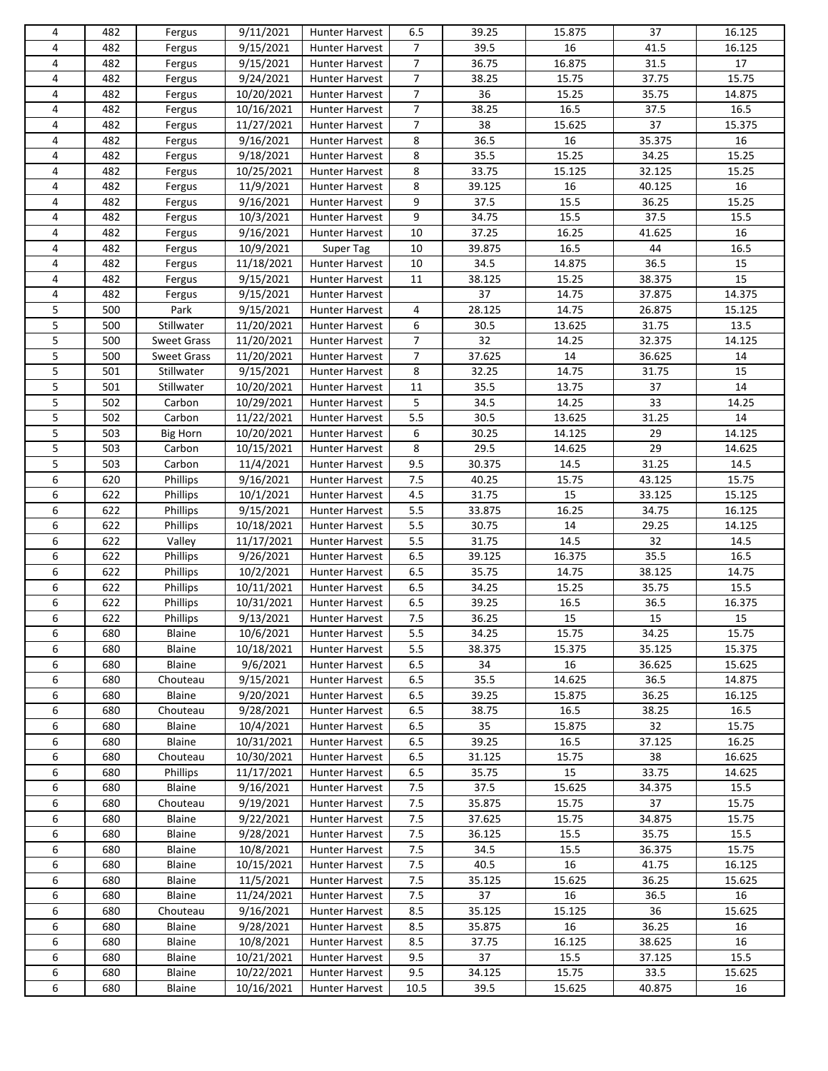| | | | | | | | | | |
|---|---|---|---|---|---|---|---|---|---|
| 4 | 482 | Fergus | 9/11/2021 | Hunter Harvest | 6.5 | 39.25 | 15.875 | 37 | 16.125 |
| 4 | 482 | Fergus | 9/15/2021 | Hunter Harvest | 7 | 39.5 | 16 | 41.5 | 16.125 |
| 4 | 482 | Fergus | 9/15/2021 | Hunter Harvest | 7 | 36.75 | 16.875 | 31.5 | 17 |
| 4 | 482 | Fergus | 9/24/2021 | Hunter Harvest | 7 | 38.25 | 15.75 | 37.75 | 15.75 |
| 4 | 482 | Fergus | 10/20/2021 | Hunter Harvest | 7 | 36 | 15.25 | 35.75 | 14.875 |
| 4 | 482 | Fergus | 10/16/2021 | Hunter Harvest | 7 | 38.25 | 16.5 | 37.5 | 16.5 |
| 4 | 482 | Fergus | 11/27/2021 | Hunter Harvest | 7 | 38 | 15.625 | 37 | 15.375 |
| 4 | 482 | Fergus | 9/16/2021 | Hunter Harvest | 8 | 36.5 | 16 | 35.375 | 16 |
| 4 | 482 | Fergus | 9/18/2021 | Hunter Harvest | 8 | 35.5 | 15.25 | 34.25 | 15.25 |
| 4 | 482 | Fergus | 10/25/2021 | Hunter Harvest | 8 | 33.75 | 15.125 | 32.125 | 15.25 |
| 4 | 482 | Fergus | 11/9/2021 | Hunter Harvest | 8 | 39.125 | 16 | 40.125 | 16 |
| 4 | 482 | Fergus | 9/16/2021 | Hunter Harvest | 9 | 37.5 | 15.5 | 36.25 | 15.25 |
| 4 | 482 | Fergus | 10/3/2021 | Hunter Harvest | 9 | 34.75 | 15.5 | 37.5 | 15.5 |
| 4 | 482 | Fergus | 9/16/2021 | Hunter Harvest | 10 | 37.25 | 16.25 | 41.625 | 16 |
| 4 | 482 | Fergus | 10/9/2021 | Super Tag | 10 | 39.875 | 16.5 | 44 | 16.5 |
| 4 | 482 | Fergus | 11/18/2021 | Hunter Harvest | 10 | 34.5 | 14.875 | 36.5 | 15 |
| 4 | 482 | Fergus | 9/15/2021 | Hunter Harvest | 11 | 38.125 | 15.25 | 38.375 | 15 |
| 4 | 482 | Fergus | 9/15/2021 | Hunter Harvest | | 37 | 14.75 | 37.875 | 14.375 |
| 5 | 500 | Park | 9/15/2021 | Hunter Harvest | 4 | 28.125 | 14.75 | 26.875 | 15.125 |
| 5 | 500 | Stillwater | 11/20/2021 | Hunter Harvest | 6 | 30.5 | 13.625 | 31.75 | 13.5 |
| 5 | 500 | Sweet Grass | 11/20/2021 | Hunter Harvest | 7 | 32 | 14.25 | 32.375 | 14.125 |
| 5 | 500 | Sweet Grass | 11/20/2021 | Hunter Harvest | 7 | 37.625 | 14 | 36.625 | 14 |
| 5 | 501 | Stillwater | 9/15/2021 | Hunter Harvest | 8 | 32.25 | 14.75 | 31.75 | 15 |
| 5 | 501 | Stillwater | 10/20/2021 | Hunter Harvest | 11 | 35.5 | 13.75 | 37 | 14 |
| 5 | 502 | Carbon | 10/29/2021 | Hunter Harvest | 5 | 34.5 | 14.25 | 33 | 14.25 |
| 5 | 502 | Carbon | 11/22/2021 | Hunter Harvest | 5.5 | 30.5 | 13.625 | 31.25 | 14 |
| 5 | 503 | Big Horn | 10/20/2021 | Hunter Harvest | 6 | 30.25 | 14.125 | 29 | 14.125 |
| 5 | 503 | Carbon | 10/15/2021 | Hunter Harvest | 8 | 29.5 | 14.625 | 29 | 14.625 |
| 5 | 503 | Carbon | 11/4/2021 | Hunter Harvest | 9.5 | 30.375 | 14.5 | 31.25 | 14.5 |
| 6 | 620 | Phillips | 9/16/2021 | Hunter Harvest | 7.5 | 40.25 | 15.75 | 43.125 | 15.75 |
| 6 | 622 | Phillips | 10/1/2021 | Hunter Harvest | 4.5 | 31.75 | 15 | 33.125 | 15.125 |
| 6 | 622 | Phillips | 9/15/2021 | Hunter Harvest | 5.5 | 33.875 | 16.25 | 34.75 | 16.125 |
| 6 | 622 | Phillips | 10/18/2021 | Hunter Harvest | 5.5 | 30.75 | 14 | 29.25 | 14.125 |
| 6 | 622 | Valley | 11/17/2021 | Hunter Harvest | 5.5 | 31.75 | 14.5 | 32 | 14.5 |
| 6 | 622 | Phillips | 9/26/2021 | Hunter Harvest | 6.5 | 39.125 | 16.375 | 35.5 | 16.5 |
| 6 | 622 | Phillips | 10/2/2021 | Hunter Harvest | 6.5 | 35.75 | 14.75 | 38.125 | 14.75 |
| 6 | 622 | Phillips | 10/11/2021 | Hunter Harvest | 6.5 | 34.25 | 15.25 | 35.75 | 15.5 |
| 6 | 622 | Phillips | 10/31/2021 | Hunter Harvest | 6.5 | 39.25 | 16.5 | 36.5 | 16.375 |
| 6 | 622 | Phillips | 9/13/2021 | Hunter Harvest | 7.5 | 36.25 | 15 | 15 | 15 |
| 6 | 680 | Blaine | 10/6/2021 | Hunter Harvest | 5.5 | 34.25 | 15.75 | 34.25 | 15.75 |
| 6 | 680 | Blaine | 10/18/2021 | Hunter Harvest | 5.5 | 38.375 | 15.375 | 35.125 | 15.375 |
| 6 | 680 | Blaine | 9/6/2021 | Hunter Harvest | 6.5 | 34 | 16 | 36.625 | 15.625 |
| 6 | 680 | Chouteau | 9/15/2021 | Hunter Harvest | 6.5 | 35.5 | 14.625 | 36.5 | 14.875 |
| 6 | 680 | Blaine | 9/20/2021 | Hunter Harvest | 6.5 | 39.25 | 15.875 | 36.25 | 16.125 |
| 6 | 680 | Chouteau | 9/28/2021 | Hunter Harvest | 6.5 | 38.75 | 16.5 | 38.25 | 16.5 |
| 6 | 680 | Blaine | 10/4/2021 | Hunter Harvest | 6.5 | 35 | 15.875 | 32 | 15.75 |
| 6 | 680 | Blaine | 10/31/2021 | Hunter Harvest | 6.5 | 39.25 | 16.5 | 37.125 | 16.25 |
| 6 | 680 | Chouteau | 10/30/2021 | Hunter Harvest | 6.5 | 31.125 | 15.75 | 38 | 16.625 |
| 6 | 680 | Phillips | 11/17/2021 | Hunter Harvest | 6.5 | 35.75 | 15 | 33.75 | 14.625 |
| 6 | 680 | Blaine | 9/16/2021 | Hunter Harvest | 7.5 | 37.5 | 15.625 | 34.375 | 15.5 |
| 6 | 680 | Chouteau | 9/19/2021 | Hunter Harvest | 7.5 | 35.875 | 15.75 | 37 | 15.75 |
| 6 | 680 | Blaine | 9/22/2021 | Hunter Harvest | 7.5 | 37.625 | 15.75 | 34.875 | 15.75 |
| 6 | 680 | Blaine | 9/28/2021 | Hunter Harvest | 7.5 | 36.125 | 15.5 | 35.75 | 15.5 |
| 6 | 680 | Blaine | 10/8/2021 | Hunter Harvest | 7.5 | 34.5 | 15.5 | 36.375 | 15.75 |
| 6 | 680 | Blaine | 10/15/2021 | Hunter Harvest | 7.5 | 40.5 | 16 | 41.75 | 16.125 |
| 6 | 680 | Blaine | 11/5/2021 | Hunter Harvest | 7.5 | 35.125 | 15.625 | 36.25 | 15.625 |
| 6 | 680 | Blaine | 11/24/2021 | Hunter Harvest | 7.5 | 37 | 16 | 36.5 | 16 |
| 6 | 680 | Chouteau | 9/16/2021 | Hunter Harvest | 8.5 | 35.125 | 15.125 | 36 | 15.625 |
| 6 | 680 | Blaine | 9/28/2021 | Hunter Harvest | 8.5 | 35.875 | 16 | 36.25 | 16 |
| 6 | 680 | Blaine | 10/8/2021 | Hunter Harvest | 8.5 | 37.75 | 16.125 | 38.625 | 16 |
| 6 | 680 | Blaine | 10/21/2021 | Hunter Harvest | 9.5 | 37 | 15.5 | 37.125 | 15.5 |
| 6 | 680 | Blaine | 10/22/2021 | Hunter Harvest | 9.5 | 34.125 | 15.75 | 33.5 | 15.625 |
| 6 | 680 | Blaine | 10/16/2021 | Hunter Harvest | 10.5 | 39.5 | 15.625 | 40.875 | 16 |